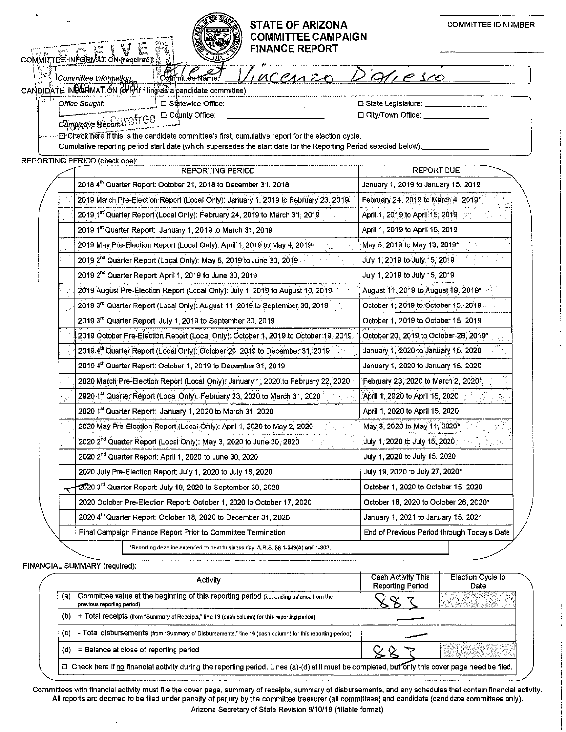# STATE OF ARIZONA COMMITTEE CAMPAIGN FINANCE REPORT

COMMITTEE ID NUMBER

RECEIVED OCT 2 2020 Town of Carefree

**COMMITTEE INFORMATION (required):**

Committee Information: Committee Name: Elect Vincenzo Dialesio

**CANDIDATE INFORMATION (only if filing as a candidate committee):**

Office Sought: ☐ Statewide Office: ________ ☐ State Legislature: ________
☐ County Office: ________ ☐ City/Town Office: ________

Cumulative Report: ☐ Check here if this is the candidate committee's first, cumulative report for the election cycle.
Cumulative reporting period start date (which supersedes the start date for the Reporting Period selected below): ________

**REPORTING PERIOD (check one):**

| | REPORTING PERIOD | REPORT DUE |
|---|---|---|
| | 2018 4th Quarter Report: October 21, 2018 to December 31, 2018 | January 1, 2019 to January 15, 2019 |
| | 2019 March Pre-Election Report (Local Only): January 1, 2019 to February 23, 2019 | February 24, 2019 to March 4, 2019* |
| | 2019 1st Quarter Report (Local Only): February 24, 2019 to March 31, 2019 | April 1, 2019 to April 15, 2019 |
| | 2019 1st Quarter Report: January 1, 2019 to March 31, 2019 | April 1, 2019 to April 15, 2019 |
| | 2019 May Pre-Election Report (Local Only): April 1, 2019 to May 4, 2019 | May 5, 2019 to May 13, 2019* |
| | 2019 2nd Quarter Report (Local Only): May 5, 2019 to June 30, 2019 | July 1, 2019 to July 15, 2019 |
| | 2019 2nd Quarter Report: April 1, 2019 to June 30, 2019 | July 1, 2019 to July 15, 2019 |
| | 2019 August Pre-Election Report (Local Only): July 1, 2019 to August 10, 2019 | August 11, 2019 to August 19, 2019* |
| | 2019 3rd Quarter Report (Local Only): August 11, 2019 to September 30, 2019 | October 1, 2019 to October 15, 2019 |
| | 2019 3rd Quarter Report: July 1, 2019 to September 30, 2019 | October 1, 2019 to October 15, 2019 |
| | 2019 October Pre-Election Report (Local Only): October 1, 2019 to October 19, 2019 | October 20, 2019 to October 28, 2019* |
| | 2019 4th Quarter Report (Local Only): October 20, 2019 to December 31, 2019 | January 1, 2020 to January 15, 2020 |
| | 2019 4th Quarter Report: October 1, 2019 to December 31, 2019 | January 1, 2020 to January 15, 2020 |
| | 2020 March Pre-Election Report (Local Only): January 1, 2020 to February 22, 2020 | February 23, 2020 to March 2, 2020* |
| | 2020 1st Quarter Report (Local Only): February 23, 2020 to March 31, 2020 | April 1, 2020 to April 15, 2020 |
| | 2020 1st Quarter Report: January 1, 2020 to March 31, 2020 | April 1, 2020 to April 15, 2020 |
| | 2020 May Pre-Election Report (Local Only): April 1, 2020 to May 2, 2020 | May 3, 2020 to May 11, 2020* |
| | 2020 2nd Quarter Report (Local Only): May 3, 2020 to June 30, 2020 | July 1, 2020 to July 15, 2020 |
| | 2020 2nd Quarter Report: April 1, 2020 to June 30, 2020 | July 1, 2020 to July 15, 2020 |
| | 2020 July Pre-Election Report: July 1, 2020 to July 18, 2020 | July 19, 2020 to July 27, 2020* |
| ✓ | 2020 3rd Quarter Report: July 19, 2020 to September 30, 2020 | October 1, 2020 to October 15, 2020 |
| | 2020 October Pre-Election Report: October 1, 2020 to October 17, 2020 | October 18, 2020 to October 26, 2020* |
| | 2020 4th Quarter Report: October 18, 2020 to December 31, 2020 | January 1, 2021 to January 15, 2021 |
| | Final Campaign Finance Report Prior to Committee Termination | End of Previous Period through Today's Date |

*Reporting deadline extended to next business day. A.R.S. §§ 1-243(A) and 1-303.

**FINANCIAL SUMMARY (required):**

| | Activity | Cash Activity This Reporting Period | Election Cycle to Date |
|---|---|---|---|
| (a) | Committee value at the beginning of this reporting period (i.e. ending balance from the previous reporting period) | 883 | |
| (b) | + Total receipts (from "Summary of Receipts," line 13 (cash column) for this reporting period) | — | |
| (c) | - Total disbursements (from "Summary of Disbursements," line 16 (cash column) for this reporting period) | — | |
| (d) | = Balance at close of reporting period | 883 | |

☐ Check here if no financial activity during the reporting period. Lines (a)-(d) still must be completed, but only this cover page need be filed.

Committees with financial activity must file the cover page, summary of receipts, summary of disbursements, and any schedules that contain financial activity. All reports are deemed to be filed under penalty of perjury by the committee treasurer (all committees) and candidate (candidate committees only).

Arizona Secretary of State Revision 9/10/19 (fillable format)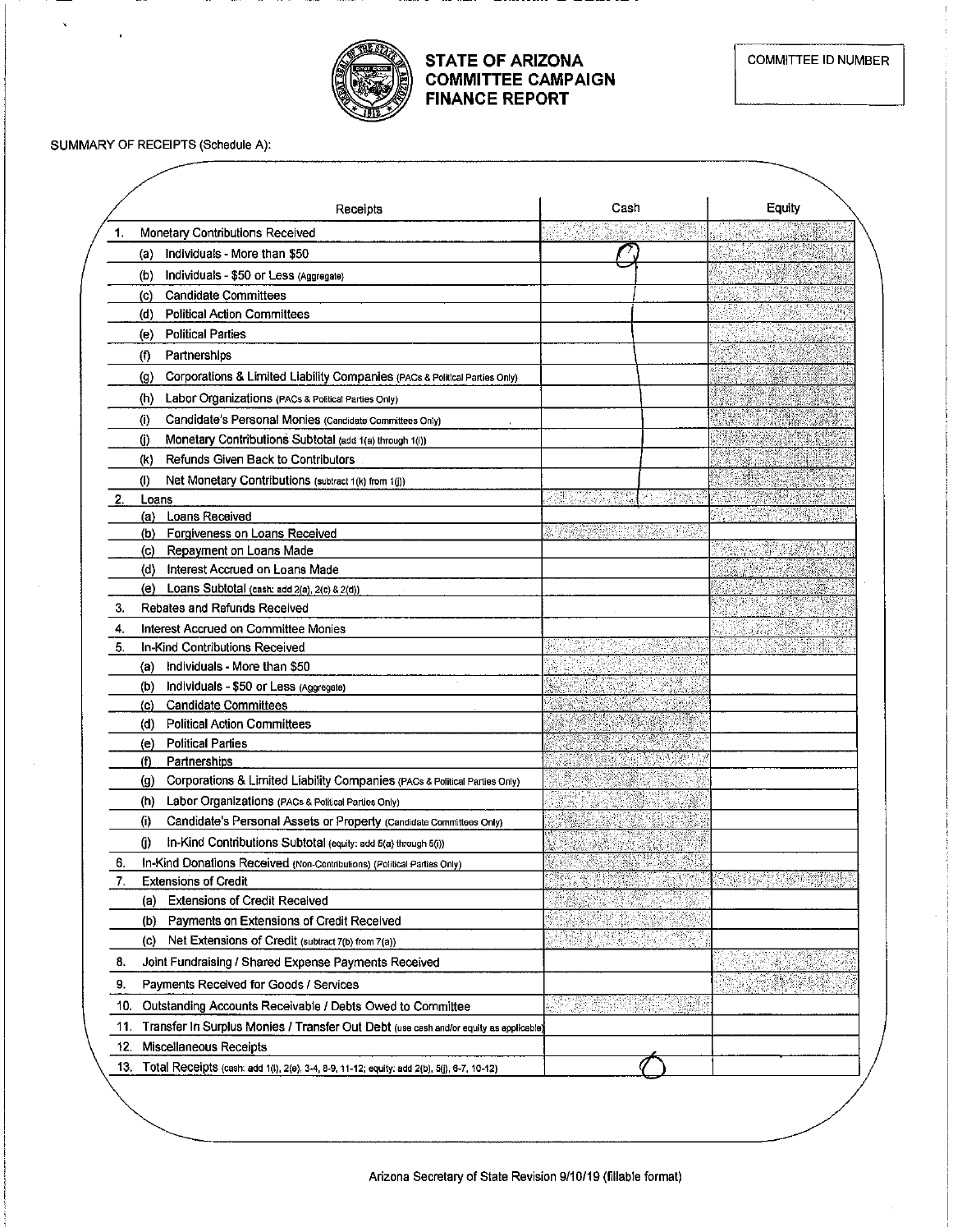# STATE OF ARIZONA COMMITTEE CAMPAIGN FINANCE REPORT

COMMITTEE ID NUMBER

SUMMARY OF RECEIPTS (Schedule A):

| Receipts | Cash | Equity |
|---|---|---|
| 1. Monetary Contributions Received | | |
| (a) Individuals - More than $50 | 0 | |
| (b) Individuals - $50 or Less (Aggregate) | | |
| (c) Candidate Committees | | |
| (d) Political Action Committees | | |
| (e) Political Parties | | |
| (f) Partnerships | | |
| (g) Corporations & Limited Liability Companies (PACs & Political Parties Only) | | |
| (h) Labor Organizations (PACs & Political Parties Only) | | |
| (i) Candidate's Personal Monies (Candidate Committees Only) | | |
| (j) Monetary Contributions Subtotal (add 1(a) through 1(i)) | | |
| (k) Refunds Given Back to Contributors | | |
| (l) Net Monetary Contributions (subtract 1(k) from 1(j)) | | |
| 2. Loans | | |
| (a) Loans Received | | |
| (b) Forgiveness on Loans Received | | |
| (c) Repayment on Loans Made | | |
| (d) Interest Accrued on Loans Made | | |
| (e) Loans Subtotal (cash: add 2(a), 2(c) & 2(d)) | | |
| 3. Rebates and Refunds Received | | |
| 4. Interest Accrued on Committee Monies | | |
| 5. In-Kind Contributions Received | | |
| (a) Individuals - More than $50 | | |
| (b) Individuals - $50 or Less (Aggregate) | | |
| (c) Candidate Committees | | |
| (d) Political Action Committees | | |
| (e) Political Parties | | |
| (f) Partnerships | | |
| (g) Corporations & Limited Liability Companies (PACs & Political Parties Only) | | |
| (h) Labor Organizations (PACs & Political Parties Only) | | |
| (i) Candidate's Personal Assets or Property (Candidate Committees Only) | | |
| (j) In-Kind Contributions Subtotal (equity: add 5(a) through 5(i)) | | |
| 6. In-Kind Donations Received (Non-Contributions) (Political Parties Only) | | |
| 7. Extensions of Credit | | |
| (a) Extensions of Credit Received | | |
| (b) Payments on Extensions of Credit Received | | |
| (c) Net Extensions of Credit (subtract 7(b) from 7(a)) | | |
| 8. Joint Fundraising / Shared Expense Payments Received | | |
| 9. Payments Received for Goods / Services | | |
| 10. Outstanding Accounts Receivable / Debts Owed to Committee | | |
| 11. Transfer In Surplus Monies / Transfer Out Debt (use cash and/or equity as applicable) | | |
| 12. Miscellaneous Receipts | | |
| 13. Total Receipts (cash: add 1(l), 2(e), 3-4, 8-9, 11-12; equity: add 2(b), 5(j), 6-7, 10-12) | 0 | |

Arizona Secretary of State Revision 9/10/19 (fillable format)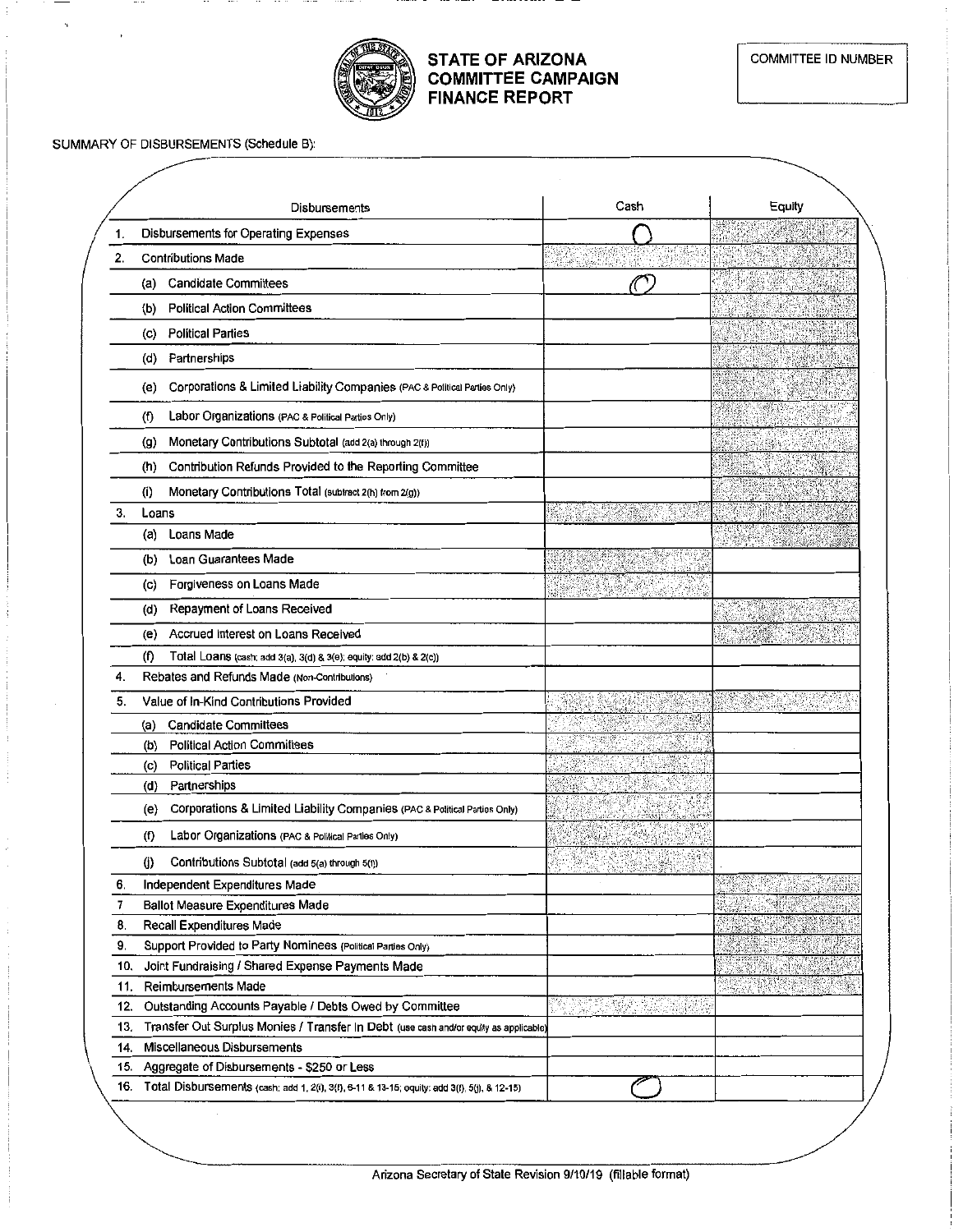# STATE OF ARIZONA COMMITTEE CAMPAIGN FINANCE REPORT

COMMITTEE ID NUMBER

SUMMARY OF DISBURSEMENTS (Schedule B):

| Disbursements | Cash | Equity |
|---|---|---|
| 1. Disbursements for Operating Expenses | 0 | |
| 2. Contributions Made | | |
| (a) Candidate Committees | 0 | |
| (b) Political Action Committees | | |
| (c) Political Parties | | |
| (d) Partnerships | | |
| (e) Corporations & Limited Liability Companies (PAC & Political Parties Only) | | |
| (f) Labor Organizations (PAC & Political Parties Only) | | |
| (g) Monetary Contributions Subtotal (add 2(a) through 2(f)) | | |
| (h) Contribution Refunds Provided to the Reporting Committee | | |
| (i) Monetary Contributions Total (subtract 2(h) from 2(g)) | | |
| 3. Loans | | |
| (a) Loans Made | | |
| (b) Loan Guarantees Made | | |
| (c) Forgiveness on Loans Made | | |
| (d) Repayment of Loans Received | | |
| (e) Accrued Interest on Loans Received | | |
| (f) Total Loans (cash: add 3(a), 3(d) & 3(e); equity: add 2(b) & 2(c)) | | |
| 4. Rebates and Refunds Made (Non-Contributions) | | |
| 5. Value of In-Kind Contributions Provided | | |
| (a) Candidate Committees | | |
| (b) Political Action Committees | | |
| (c) Political Parties | | |
| (d) Partnerships | | |
| (e) Corporations & Limited Liability Companies (PAC & Political Parties Only) | | |
| (f) Labor Organizations (PAC & Political Parties Only) | | |
| (j) Contributions Subtotal (add 5(a) through 5(f)) | | |
| 6. Independent Expenditures Made | | |
| 7. Ballot Measure Expenditures Made | | |
| 8. Recall Expenditures Made | | |
| 9. Support Provided to Party Nominees (Political Parties Only) | | |
| 10. Joint Fundraising / Shared Expense Payments Made | | |
| 11. Reimbursements Made | | |
| 12. Outstanding Accounts Payable / Debts Owed by Committee | | |
| 13. Transfer Out Surplus Monies / Transfer In Debt (use cash and/or equity as applicable) | | |
| 14. Miscellaneous Disbursements | | |
| 15. Aggregate of Disbursements - $250 or Less | | |
| 16. Total Disbursements (cash: add 1, 2(i), 3(f), 6-11 & 13-15; equity: add 3(f), 5(j), & 12-15) | 0 | |

Arizona Secretary of State Revision 9/10/19 (fillable format)